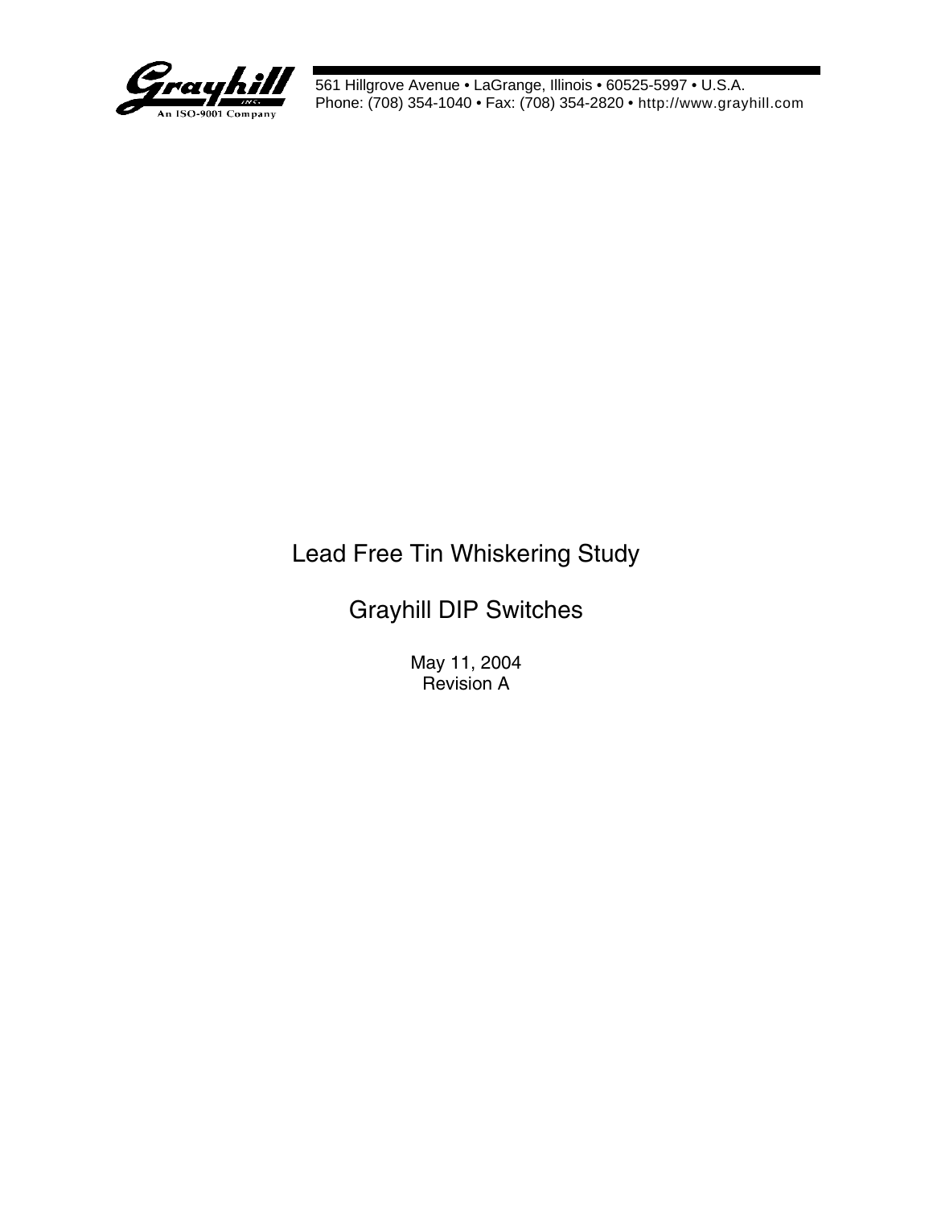Grayhill
An ISO-9001 Company

561 Hillgrove Avenue • LaGrange, Illinois • 60525-5997 • U.S.A.
Phone: (708) 354-1040 • Fax: (708) 354-2820 • http://www.grayhill.com

# Lead Free Tin Whiskering Study

## Grayhill DIP Switches

May 11, 2004
Revision A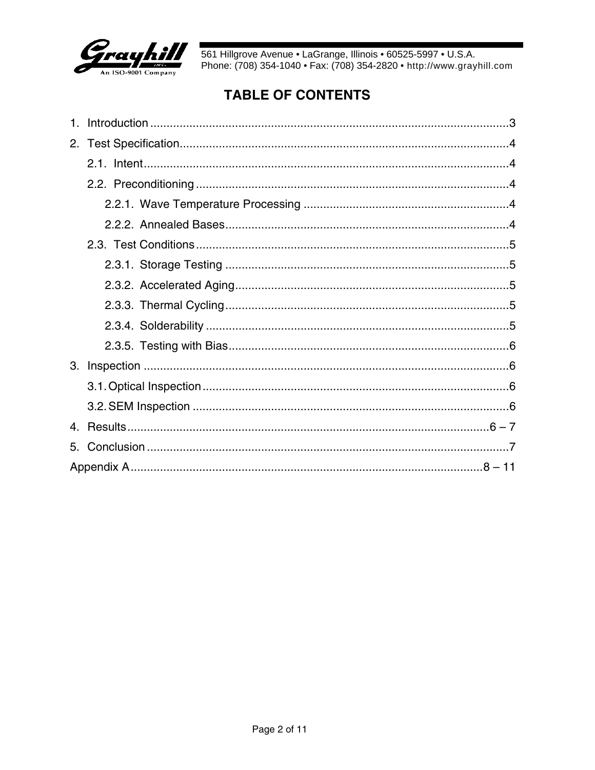# TABLE OF CONTENTS

1. Introduction ............................................................................................................3
2. Test Specification....................................................................................................4
   - 2.1. Intent...............................................................................................................4
   - 2.2. Preconditioning ................................................................................................4
     - 2.2.1. Wave Temperature Processing ..............................................................4
     - 2.2.2. Annealed Bases.......................................................................................4
   - 2.3. Test Conditions ...............................................................................................5
     - 2.3.1. Storage Testing .......................................................................................5
     - 2.3.2. Accelerated Aging....................................................................................5
     - 2.3.3. Thermal Cycling.......................................................................................5
     - 2.3.4. Solderability ............................................................................................5
     - 2.3.5. Testing with Bias......................................................................................6
3. Inspection ...............................................................................................................6
   - 3.1. Optical Inspection.............................................................................................6
   - 3.2. SEM Inspection ................................................................................................6
4. Results................................................................................................................6 – 7
5. Conclusion ..............................................................................................................7

Appendix A.........................................................................................................8 – 11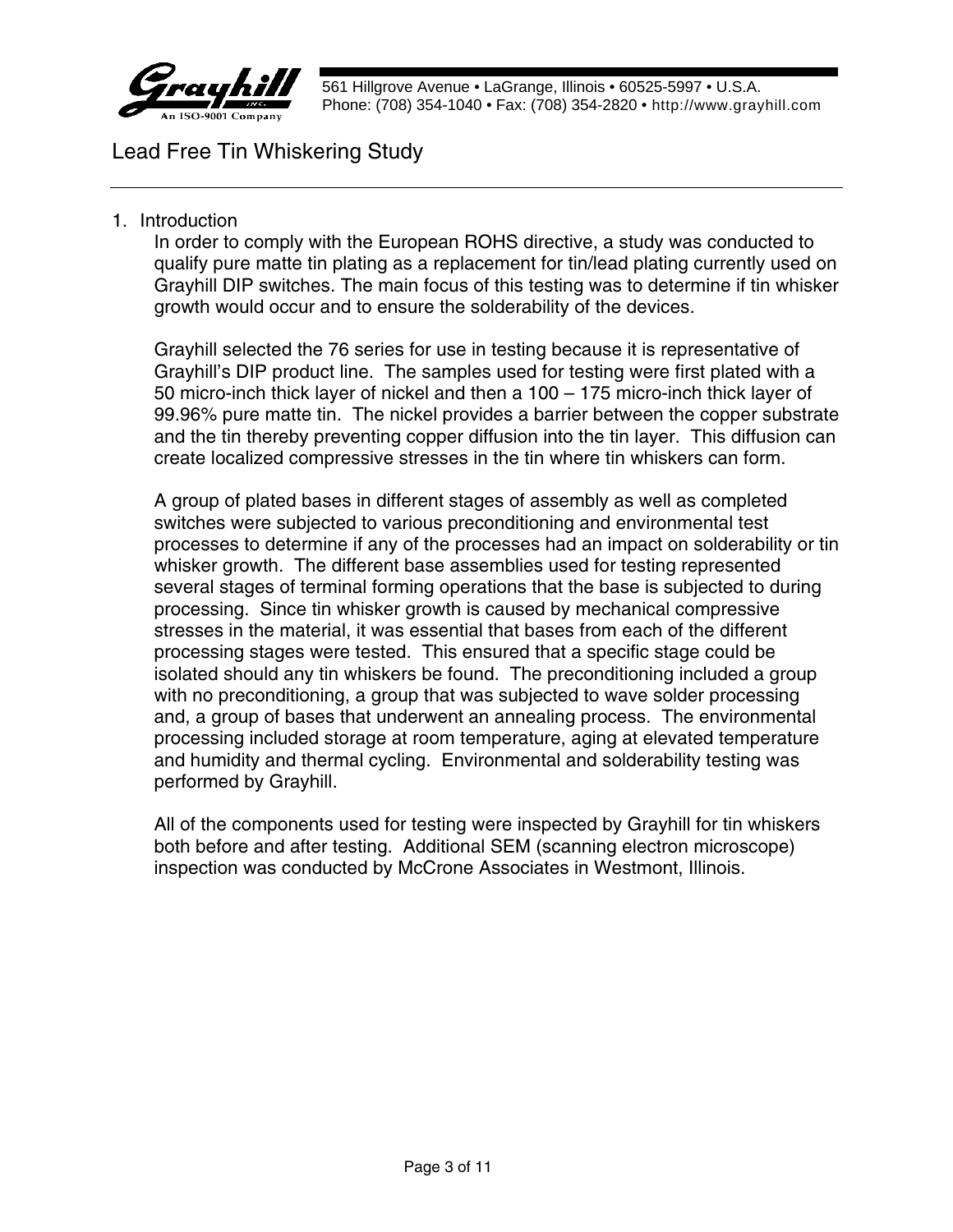# Lead Free Tin Whiskering Study

1. Introduction

   In order to comply with the European ROHS directive, a study was conducted to qualify pure matte tin plating as a replacement for tin/lead plating currently used on Grayhill DIP switches. The main focus of this testing was to determine if tin whisker growth would occur and to ensure the solderability of the devices.

   Grayhill selected the 76 series for use in testing because it is representative of Grayhill's DIP product line. The samples used for testing were first plated with a 50 micro-inch thick layer of nickel and then a 100 – 175 micro-inch thick layer of 99.96% pure matte tin. The nickel provides a barrier between the copper substrate and the tin thereby preventing copper diffusion into the tin layer. This diffusion can create localized compressive stresses in the tin where tin whiskers can form.

   A group of plated bases in different stages of assembly as well as completed switches were subjected to various preconditioning and environmental test processes to determine if any of the processes had an impact on solderability or tin whisker growth. The different base assemblies used for testing represented several stages of terminal forming operations that the base is subjected to during processing. Since tin whisker growth is caused by mechanical compressive stresses in the material, it was essential that bases from each of the different processing stages were tested. This ensured that a specific stage could be isolated should any tin whiskers be found. The preconditioning included a group with no preconditioning, a group that was subjected to wave solder processing and, a group of bases that underwent an annealing process. The environmental processing included storage at room temperature, aging at elevated temperature and humidity and thermal cycling. Environmental and solderability testing was performed by Grayhill.

   All of the components used for testing were inspected by Grayhill for tin whiskers both before and after testing. Additional SEM (scanning electron microscope) inspection was conducted by McCrone Associates in Westmont, Illinois.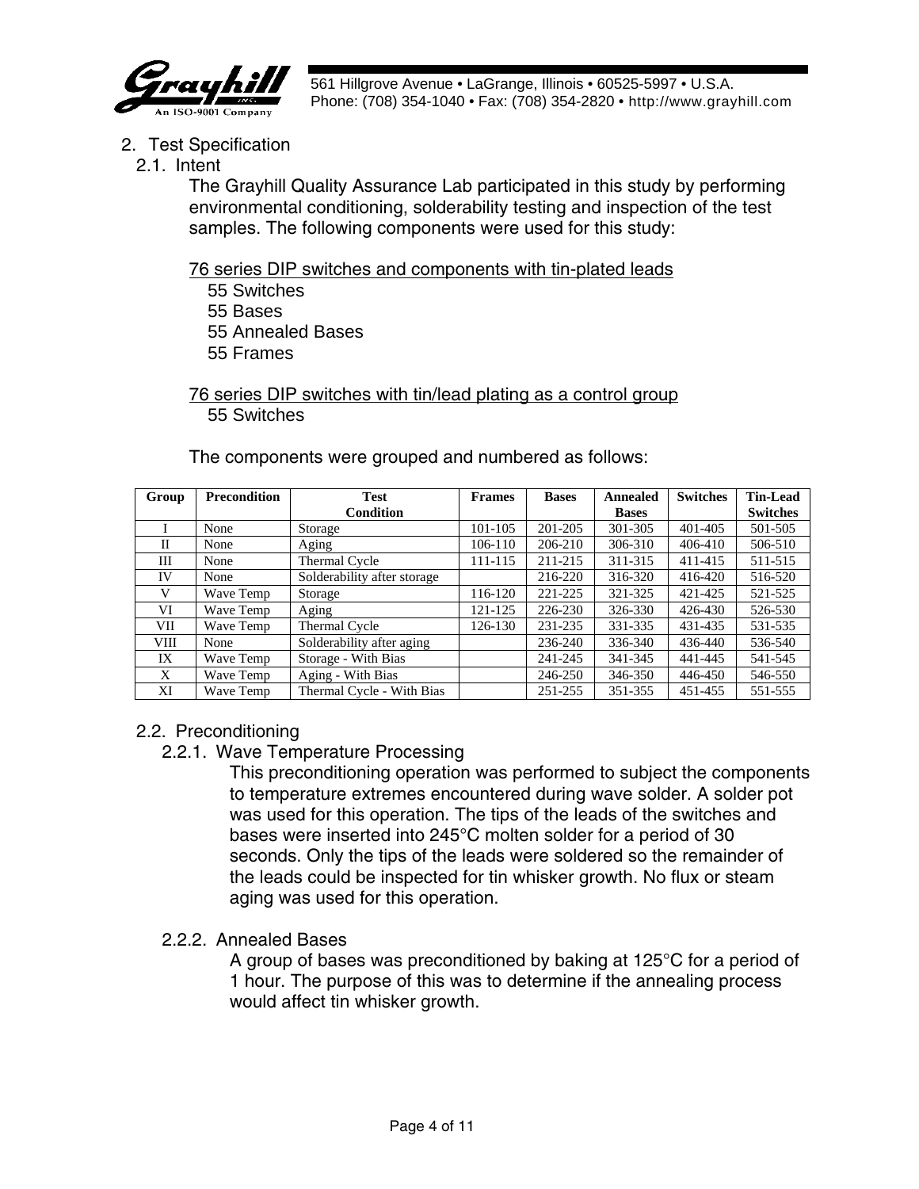## 2. Test Specification

### 2.1. Intent

The Grayhill Quality Assurance Lab participated in this study by performing environmental conditioning, solderability testing and inspection of the test samples. The following components were used for this study:

<u>76 series DIP switches and components with tin-plated leads</u>

- 55 Switches
- 55 Bases
- 55 Annealed Bases
- 55 Frames

<u>76 series DIP switches with tin/lead plating as a control group</u>

- 55 Switches

The components were grouped and numbered as follows:

| Group | Precondition | Test Condition | Frames | Bases | Annealed Bases | Switches | Tin-Lead Switches |
|---|---|---|---|---|---|---|---|
| I | None | Storage | 101-105 | 201-205 | 301-305 | 401-405 | 501-505 |
| II | None | Aging | 106-110 | 206-210 | 306-310 | 406-410 | 506-510 |
| III | None | Thermal Cycle | 111-115 | 211-215 | 311-315 | 411-415 | 511-515 |
| IV | None | Solderability after storage | | 216-220 | 316-320 | 416-420 | 516-520 |
| V | Wave Temp | Storage | 116-120 | 221-225 | 321-325 | 421-425 | 521-525 |
| VI | Wave Temp | Aging | 121-125 | 226-230 | 326-330 | 426-430 | 526-530 |
| VII | Wave Temp | Thermal Cycle | 126-130 | 231-235 | 331-335 | 431-435 | 531-535 |
| VIII | None | Solderability after aging | | 236-240 | 336-340 | 436-440 | 536-540 |
| IX | Wave Temp | Storage - With Bias | | 241-245 | 341-345 | 441-445 | 541-545 |
| X | Wave Temp | Aging - With Bias | | 246-250 | 346-350 | 446-450 | 546-550 |
| XI | Wave Temp | Thermal Cycle - With Bias | | 251-255 | 351-355 | 451-455 | 551-555 |

### 2.2. Preconditioning

#### 2.2.1. Wave Temperature Processing

This preconditioning operation was performed to subject the components to temperature extremes encountered during wave solder. A solder pot was used for this operation. The tips of the leads of the switches and bases were inserted into 245°C molten solder for a period of 30 seconds. Only the tips of the leads were soldered so the remainder of the leads could be inspected for tin whisker growth. No flux or steam aging was used for this operation.

#### 2.2.2. Annealed Bases

A group of bases was preconditioned by baking at 125°C for a period of 1 hour. The purpose of this was to determine if the annealing process would affect tin whisker growth.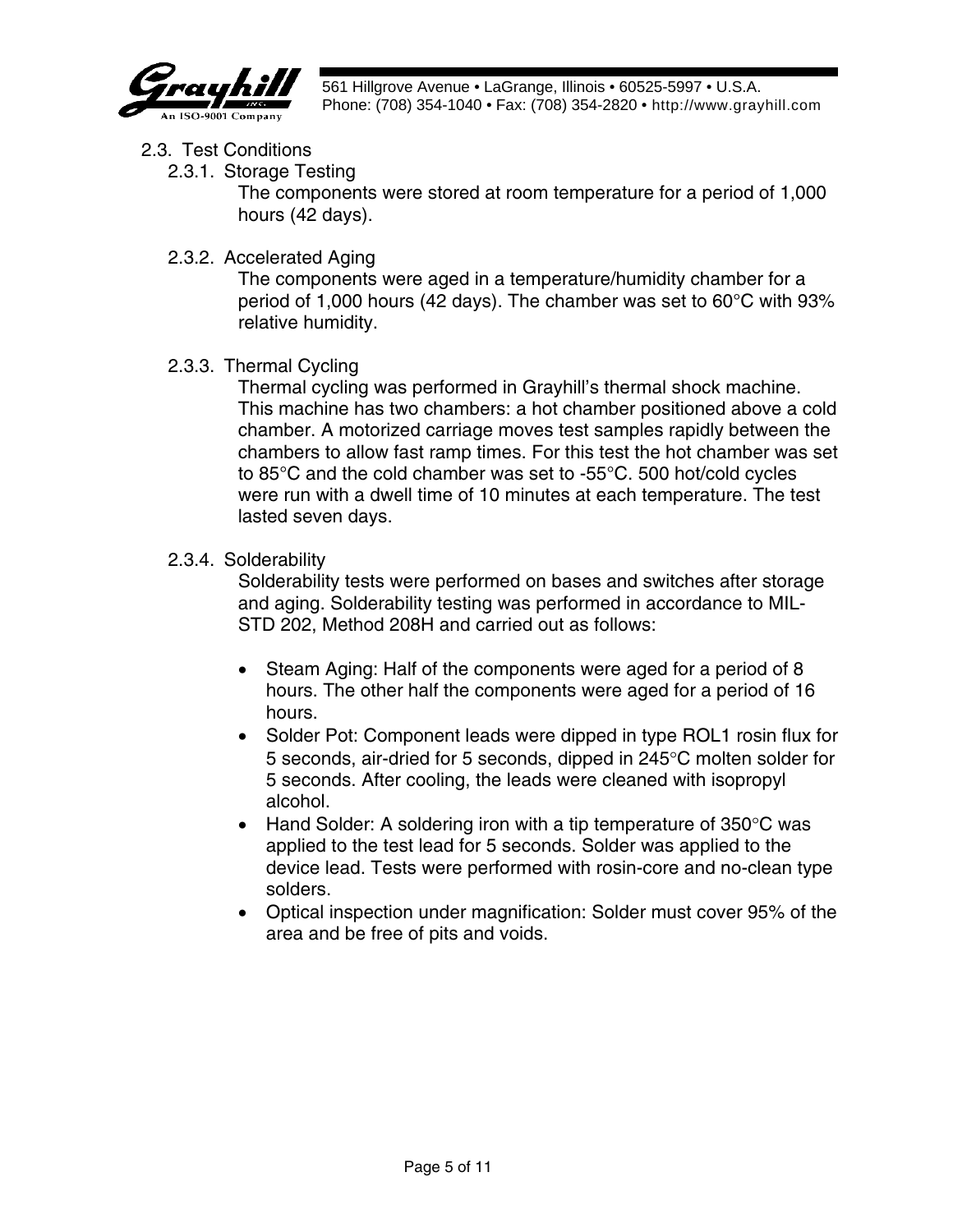## 2.3. Test Conditions

### 2.3.1. Storage Testing

The components were stored at room temperature for a period of 1,000 hours (42 days).

### 2.3.2. Accelerated Aging

The components were aged in a temperature/humidity chamber for a period of 1,000 hours (42 days). The chamber was set to 60°C with 93% relative humidity.

### 2.3.3. Thermal Cycling

Thermal cycling was performed in Grayhill's thermal shock machine. This machine has two chambers: a hot chamber positioned above a cold chamber. A motorized carriage moves test samples rapidly between the chambers to allow fast ramp times. For this test the hot chamber was set to 85°C and the cold chamber was set to -55°C. 500 hot/cold cycles were run with a dwell time of 10 minutes at each temperature. The test lasted seven days.

### 2.3.4. Solderability

Solderability tests were performed on bases and switches after storage and aging. Solderability testing was performed in accordance to MIL-STD 202, Method 208H and carried out as follows:

- Steam Aging: Half of the components were aged for a period of 8 hours. The other half the components were aged for a period of 16 hours.
- Solder Pot: Component leads were dipped in type ROL1 rosin flux for 5 seconds, air-dried for 5 seconds, dipped in 245°C molten solder for 5 seconds. After cooling, the leads were cleaned with isopropyl alcohol.
- Hand Solder: A soldering iron with a tip temperature of 350°C was applied to the test lead for 5 seconds. Solder was applied to the device lead. Tests were performed with rosin-core and no-clean type solders.
- Optical inspection under magnification: Solder must cover 95% of the area and be free of pits and voids.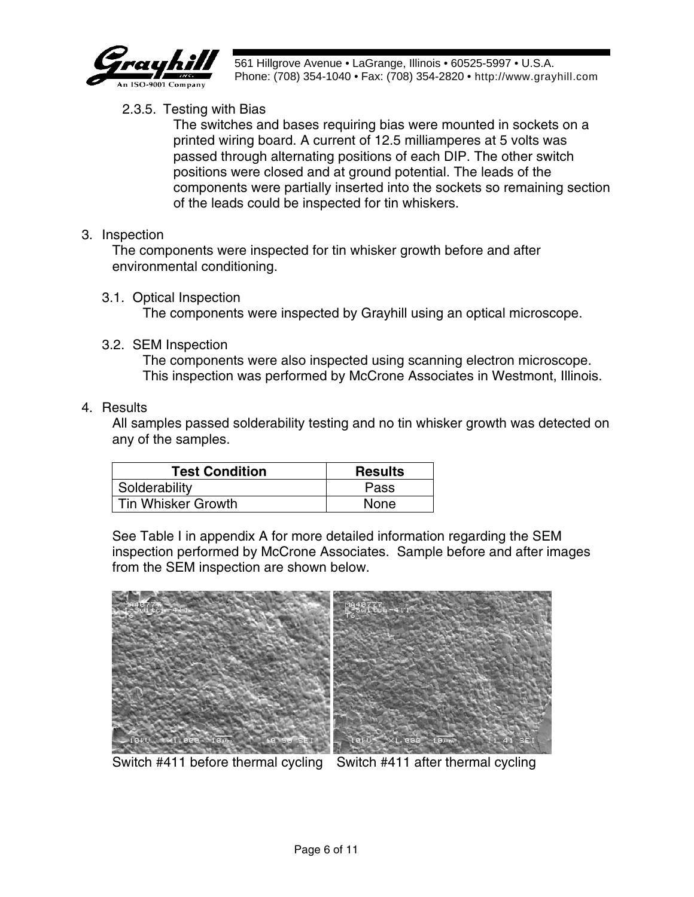#### 2.3.5. Testing with Bias

The switches and bases requiring bias were mounted in sockets on a printed wiring board. A current of 12.5 milliamperes at 5 volts was passed through alternating positions of each DIP. The other switch positions were closed and at ground potential. The leads of the components were partially inserted into the sockets so remaining section of the leads could be inspected for tin whiskers.

## 3. Inspection

The components were inspected for tin whisker growth before and after environmental conditioning.

### 3.1. Optical Inspection

The components were inspected by Grayhill using an optical microscope.

### 3.2. SEM Inspection

The components were also inspected using scanning electron microscope. This inspection was performed by McCrone Associates in Westmont, Illinois.

## 4. Results

All samples passed solderability testing and no tin whisker growth was detected on any of the samples.

| Test Condition | Results |
| --- | --- |
| Solderability | Pass |
| Tin Whisker Growth | None |

See Table I in appendix A for more detailed information regarding the SEM inspection performed by McCrone Associates. Sample before and after images from the SEM inspection are shown below.

Switch #411 before thermal cycling   Switch #411 after thermal cycling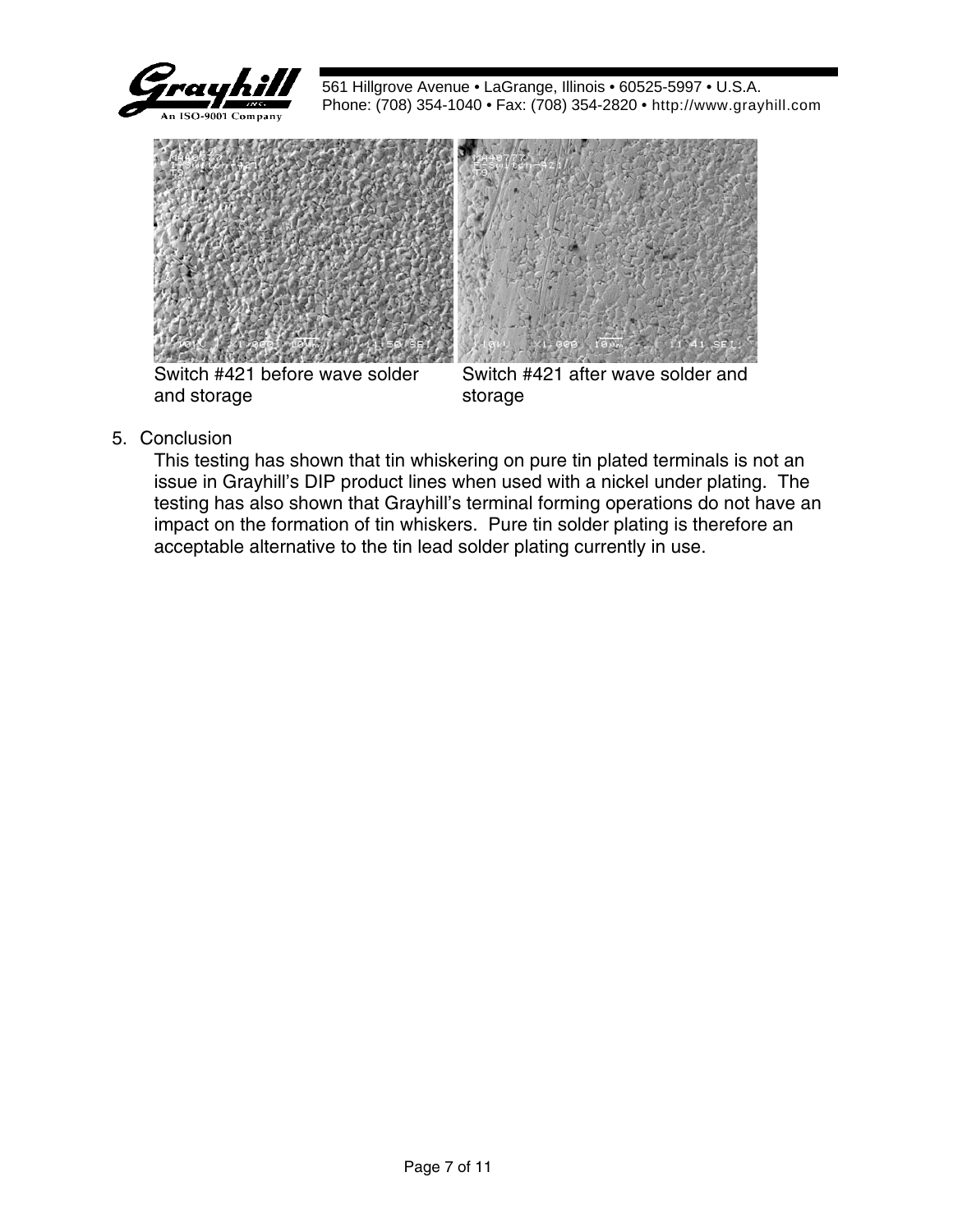Switch #421 before wave solder and storage

Switch #421 after wave solder and storage

5. Conclusion

   This testing has shown that tin whiskering on pure tin plated terminals is not an issue in Grayhill's DIP product lines when used with a nickel under plating. The testing has also shown that Grayhill's terminal forming operations do not have an impact on the formation of tin whiskers. Pure tin solder plating is therefore an acceptable alternative to the tin lead solder plating currently in use.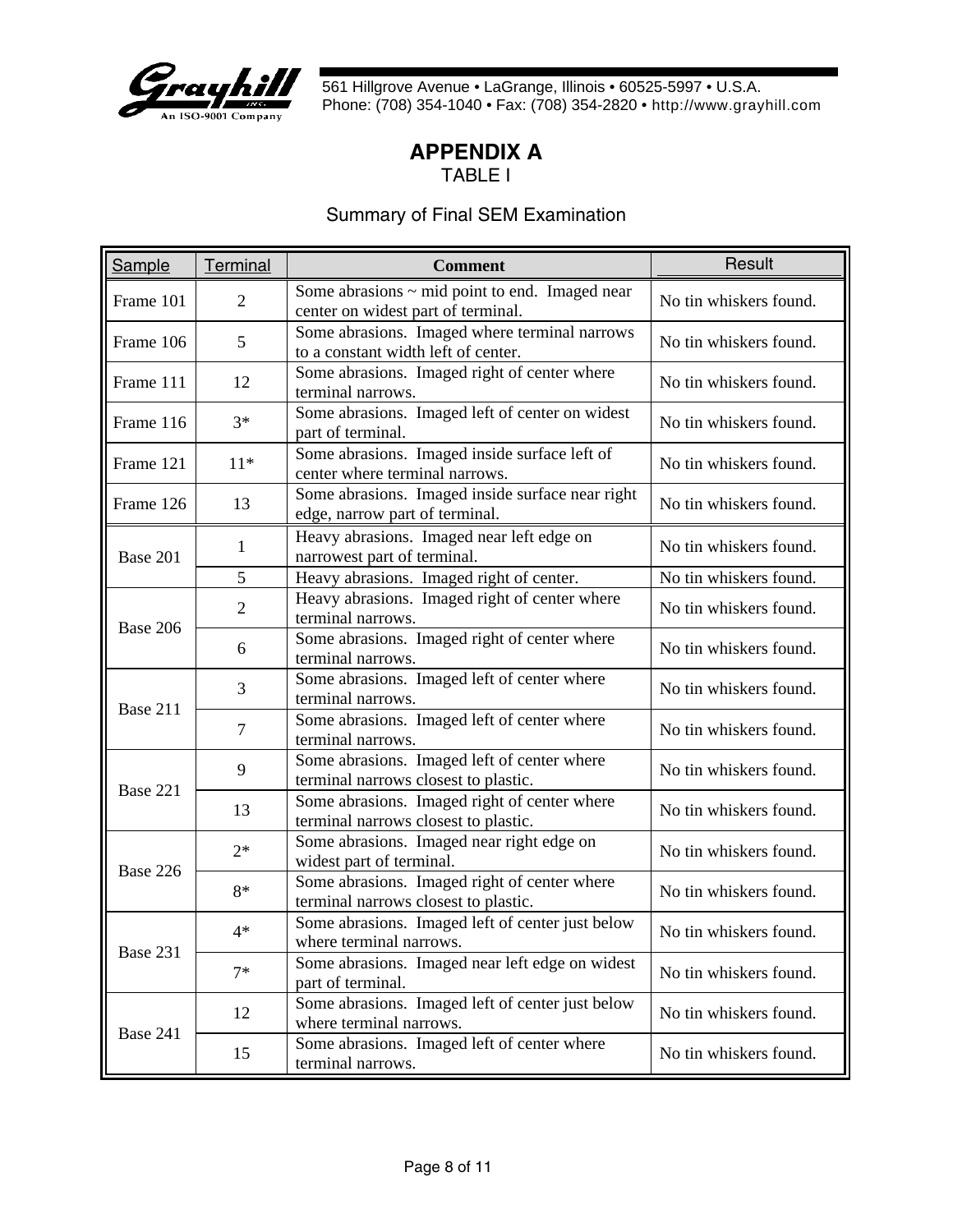# APPENDIX A

TABLE I

Summary of Final SEM Examination

| Sample | Terminal | Comment | Result |
| --- | --- | --- | --- |
| Frame 101 | 2 | Some abrasions ~ mid point to end. Imaged near center on widest part of terminal. | No tin whiskers found. |
| Frame 106 | 5 | Some abrasions. Imaged where terminal narrows to a constant width left of center. | No tin whiskers found. |
| Frame 111 | 12 | Some abrasions. Imaged right of center where terminal narrows. | No tin whiskers found. |
| Frame 116 | 3* | Some abrasions. Imaged left of center on widest part of terminal. | No tin whiskers found. |
| Frame 121 | 11* | Some abrasions. Imaged inside surface left of center where terminal narrows. | No tin whiskers found. |
| Frame 126 | 13 | Some abrasions. Imaged inside surface near right edge, narrow part of terminal. | No tin whiskers found. |
| Base 201 | 1 | Heavy abrasions. Imaged near left edge on narrowest part of terminal. | No tin whiskers found. |
| | 5 | Heavy abrasions. Imaged right of center. | No tin whiskers found. |
| Base 206 | 2 | Heavy abrasions. Imaged right of center where terminal narrows. | No tin whiskers found. |
| | 6 | Some abrasions. Imaged right of center where terminal narrows. | No tin whiskers found. |
| Base 211 | 3 | Some abrasions. Imaged left of center where terminal narrows. | No tin whiskers found. |
| | 7 | Some abrasions. Imaged left of center where terminal narrows. | No tin whiskers found. |
| Base 221 | 9 | Some abrasions. Imaged left of center where terminal narrows closest to plastic. | No tin whiskers found. |
| | 13 | Some abrasions. Imaged right of center where terminal narrows closest to plastic. | No tin whiskers found. |
| Base 226 | 2* | Some abrasions. Imaged near right edge on widest part of terminal. | No tin whiskers found. |
| | 8* | Some abrasions. Imaged right of center where terminal narrows closest to plastic. | No tin whiskers found. |
| Base 231 | 4* | Some abrasions. Imaged left of center just below where terminal narrows. | No tin whiskers found. |
| | 7* | Some abrasions. Imaged near left edge on widest part of terminal. | No tin whiskers found. |
| Base 241 | 12 | Some abrasions. Imaged left of center just below where terminal narrows. | No tin whiskers found. |
| | 15 | Some abrasions. Imaged left of center where terminal narrows. | No tin whiskers found. |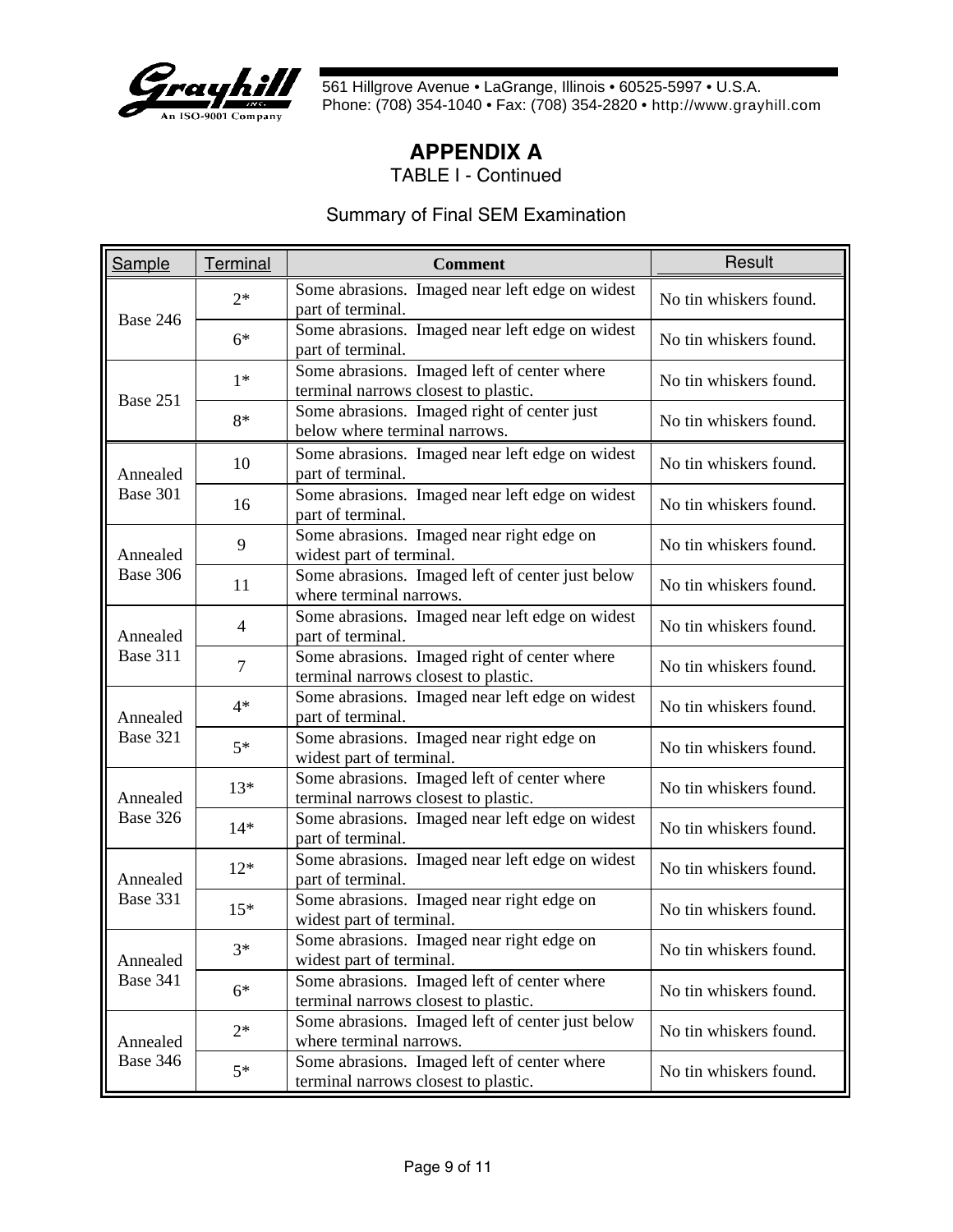## APPENDIX A

TABLE I - Continued

Summary of Final SEM Examination

| Sample | Terminal | Comment | Result |
|---|---|---|---|
| Base 246 | 2* | Some abrasions. Imaged near left edge on widest part of terminal. | No tin whiskers found. |
| | 6* | Some abrasions. Imaged near left edge on widest part of terminal. | No tin whiskers found. |
| Base 251 | 1* | Some abrasions. Imaged left of center where terminal narrows closest to plastic. | No tin whiskers found. |
| | 8* | Some abrasions. Imaged right of center just below where terminal narrows. | No tin whiskers found. |
| Annealed Base 301 | 10 | Some abrasions. Imaged near left edge on widest part of terminal. | No tin whiskers found. |
| | 16 | Some abrasions. Imaged near left edge on widest part of terminal. | No tin whiskers found. |
| Annealed Base 306 | 9 | Some abrasions. Imaged near right edge on widest part of terminal. | No tin whiskers found. |
| | 11 | Some abrasions. Imaged left of center just below where terminal narrows. | No tin whiskers found. |
| Annealed Base 311 | 4 | Some abrasions. Imaged near left edge on widest part of terminal. | No tin whiskers found. |
| | 7 | Some abrasions. Imaged right of center where terminal narrows closest to plastic. | No tin whiskers found. |
| Annealed Base 321 | 4* | Some abrasions. Imaged near left edge on widest part of terminal. | No tin whiskers found. |
| | 5* | Some abrasions. Imaged near right edge on widest part of terminal. | No tin whiskers found. |
| Annealed Base 326 | 13* | Some abrasions. Imaged left of center where terminal narrows closest to plastic. | No tin whiskers found. |
| | 14* | Some abrasions. Imaged near left edge on widest part of terminal. | No tin whiskers found. |
| Annealed Base 331 | 12* | Some abrasions. Imaged near left edge on widest part of terminal. | No tin whiskers found. |
| | 15* | Some abrasions. Imaged near right edge on widest part of terminal. | No tin whiskers found. |
| Annealed Base 341 | 3* | Some abrasions. Imaged near right edge on widest part of terminal. | No tin whiskers found. |
| | 6* | Some abrasions. Imaged left of center where terminal narrows closest to plastic. | No tin whiskers found. |
| Annealed Base 346 | 2* | Some abrasions. Imaged left of center just below where terminal narrows. | No tin whiskers found. |
| | 5* | Some abrasions. Imaged left of center where terminal narrows closest to plastic. | No tin whiskers found. |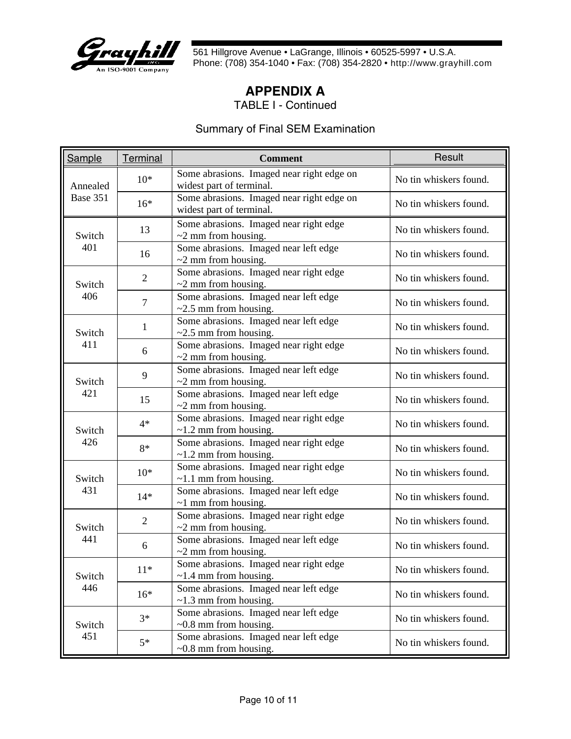# APPENDIX A

TABLE I - Continued

Summary of Final SEM Examination

| Sample | Terminal | Comment | Result |
|---|---|---|---|
| Annealed Base 351 | 10* | Some abrasions. Imaged near right edge on widest part of terminal. | No tin whiskers found. |
| | 16* | Some abrasions. Imaged near right edge on widest part of terminal. | No tin whiskers found. |
| Switch 401 | 13 | Some abrasions. Imaged near right edge ~2 mm from housing. | No tin whiskers found. |
| | 16 | Some abrasions. Imaged near left edge ~2 mm from housing. | No tin whiskers found. |
| Switch 406 | 2 | Some abrasions. Imaged near right edge ~2 mm from housing. | No tin whiskers found. |
| | 7 | Some abrasions. Imaged near left edge ~2.5 mm from housing. | No tin whiskers found. |
| Switch 411 | 1 | Some abrasions. Imaged near left edge ~2.5 mm from housing. | No tin whiskers found. |
| | 6 | Some abrasions. Imaged near right edge ~2 mm from housing. | No tin whiskers found. |
| Switch 421 | 9 | Some abrasions. Imaged near left edge ~2 mm from housing. | No tin whiskers found. |
| | 15 | Some abrasions. Imaged near left edge ~2 mm from housing. | No tin whiskers found. |
| Switch 426 | 4* | Some abrasions. Imaged near right edge ~1.2 mm from housing. | No tin whiskers found. |
| | 8* | Some abrasions. Imaged near right edge ~1.2 mm from housing. | No tin whiskers found. |
| Switch 431 | 10* | Some abrasions. Imaged near right edge ~1.1 mm from housing. | No tin whiskers found. |
| | 14* | Some abrasions. Imaged near left edge ~1 mm from housing. | No tin whiskers found. |
| Switch 441 | 2 | Some abrasions. Imaged near right edge ~2 mm from housing. | No tin whiskers found. |
| | 6 | Some abrasions. Imaged near left edge ~2 mm from housing. | No tin whiskers found. |
| Switch 446 | 11* | Some abrasions. Imaged near right edge ~1.4 mm from housing. | No tin whiskers found. |
| | 16* | Some abrasions. Imaged near left edge ~1.3 mm from housing. | No tin whiskers found. |
| Switch 451 | 3* | Some abrasions. Imaged near left edge ~0.8 mm from housing. | No tin whiskers found. |
| | 5* | Some abrasions. Imaged near left edge ~0.8 mm from housing. | No tin whiskers found. |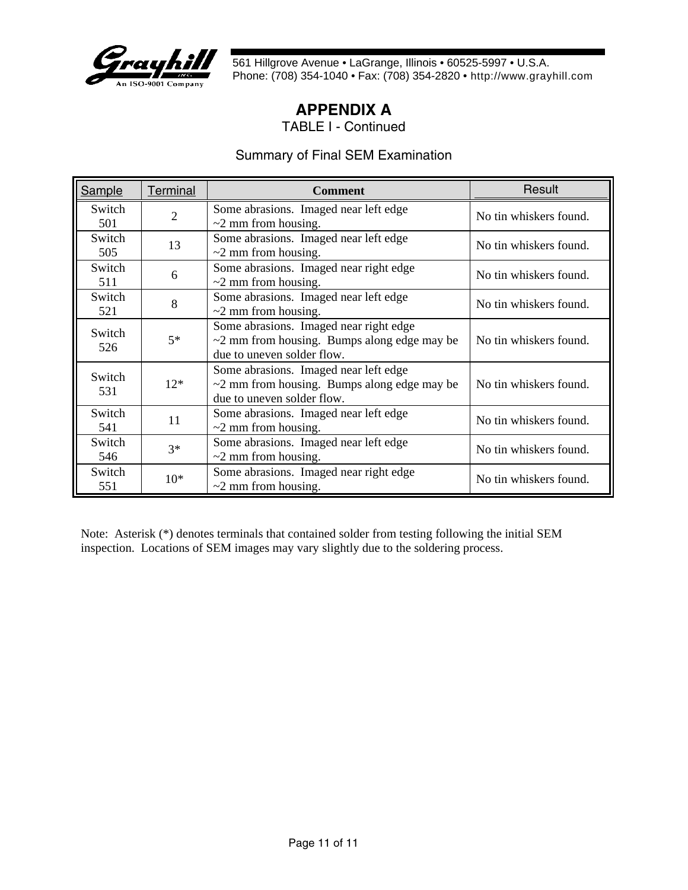# APPENDIX A

TABLE I - Continued

Summary of Final SEM Examination

| Sample | Terminal | Comment | Result |
|---|---|---|---|
| Switch 501 | 2 | Some abrasions. Imaged near left edge ~2 mm from housing. | No tin whiskers found. |
| Switch 505 | 13 | Some abrasions. Imaged near left edge ~2 mm from housing. | No tin whiskers found. |
| Switch 511 | 6 | Some abrasions. Imaged near right edge ~2 mm from housing. | No tin whiskers found. |
| Switch 521 | 8 | Some abrasions. Imaged near left edge ~2 mm from housing. | No tin whiskers found. |
| Switch 526 | 5* | Some abrasions. Imaged near right edge ~2 mm from housing. Bumps along edge may be due to uneven solder flow. | No tin whiskers found. |
| Switch 531 | 12* | Some abrasions. Imaged near left edge ~2 mm from housing. Bumps along edge may be due to uneven solder flow. | No tin whiskers found. |
| Switch 541 | 11 | Some abrasions. Imaged near left edge ~2 mm from housing. | No tin whiskers found. |
| Switch 546 | 3* | Some abrasions. Imaged near left edge ~2 mm from housing. | No tin whiskers found. |
| Switch 551 | 10* | Some abrasions. Imaged near right edge ~2 mm from housing. | No tin whiskers found. |

Note: Asterisk (*) denotes terminals that contained solder from testing following the initial SEM inspection. Locations of SEM images may vary slightly due to the soldering process.